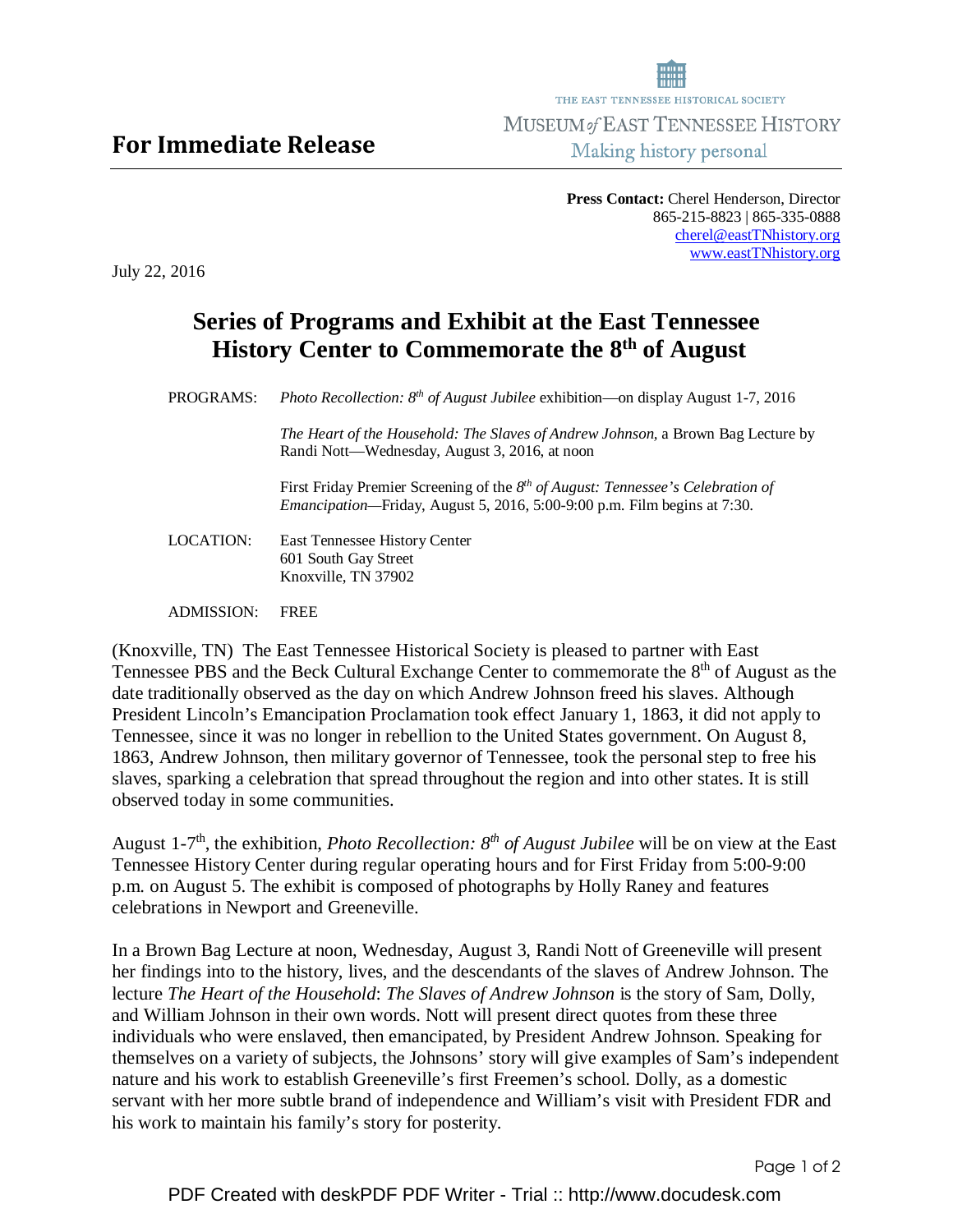**For Immediate Release**

THE EAST TENNESSEE HISTORICAL SOCIETY
MUSEUM *of* EAST TENNESSEE HISTORY
Making history personal

**Press Contact:** Cherel Henderson, Director
865-215-8823 | 865-335-0888
cherel@eastTNhistory.org
www.eastTNhistory.org

July 22, 2016

# Series of Programs and Exhibit at the East Tennessee History Center to Commemorate the 8th of August

PROGRAMS: *Photo Recollection: 8th of August Jubilee* exhibition—on display August 1-7, 2016

*The Heart of the Household: The Slaves of Andrew Johnson*, a Brown Bag Lecture by Randi Nott—Wednesday, August 3, 2016, at noon

First Friday Premier Screening of the *8th of August: Tennessee's Celebration of Emancipation*—Friday, August 5, 2016, 5:00-9:00 p.m. Film begins at 7:30.

LOCATION: East Tennessee History Center
601 South Gay Street
Knoxville, TN 37902

ADMISSION: FREE

(Knoxville, TN) The East Tennessee Historical Society is pleased to partner with East Tennessee PBS and the Beck Cultural Exchange Center to commemorate the 8th of August as the date traditionally observed as the day on which Andrew Johnson freed his slaves. Although President Lincoln's Emancipation Proclamation took effect January 1, 1863, it did not apply to Tennessee, since it was no longer in rebellion to the United States government. On August 8, 1863, Andrew Johnson, then military governor of Tennessee, took the personal step to free his slaves, sparking a celebration that spread throughout the region and into other states. It is still observed today in some communities.

August 1-7th, the exhibition, *Photo Recollection: 8th of August Jubilee* will be on view at the East Tennessee History Center during regular operating hours and for First Friday from 5:00-9:00 p.m. on August 5. The exhibit is composed of photographs by Holly Raney and features celebrations in Newport and Greeneville.

In a Brown Bag Lecture at noon, Wednesday, August 3, Randi Nott of Greeneville will present her findings into to the history, lives, and the descendants of the slaves of Andrew Johnson. The lecture *The Heart of the Household*: *The Slaves of Andrew Johnson* is the story of Sam, Dolly, and William Johnson in their own words. Nott will present direct quotes from these three individuals who were enslaved, then emancipated, by President Andrew Johnson. Speaking for themselves on a variety of subjects, the Johnsons' story will give examples of Sam's independent nature and his work to establish Greeneville's first Freemen's school. Dolly, as a domestic servant with her more subtle brand of independence and William's visit with President FDR and his work to maintain his family's story for posterity.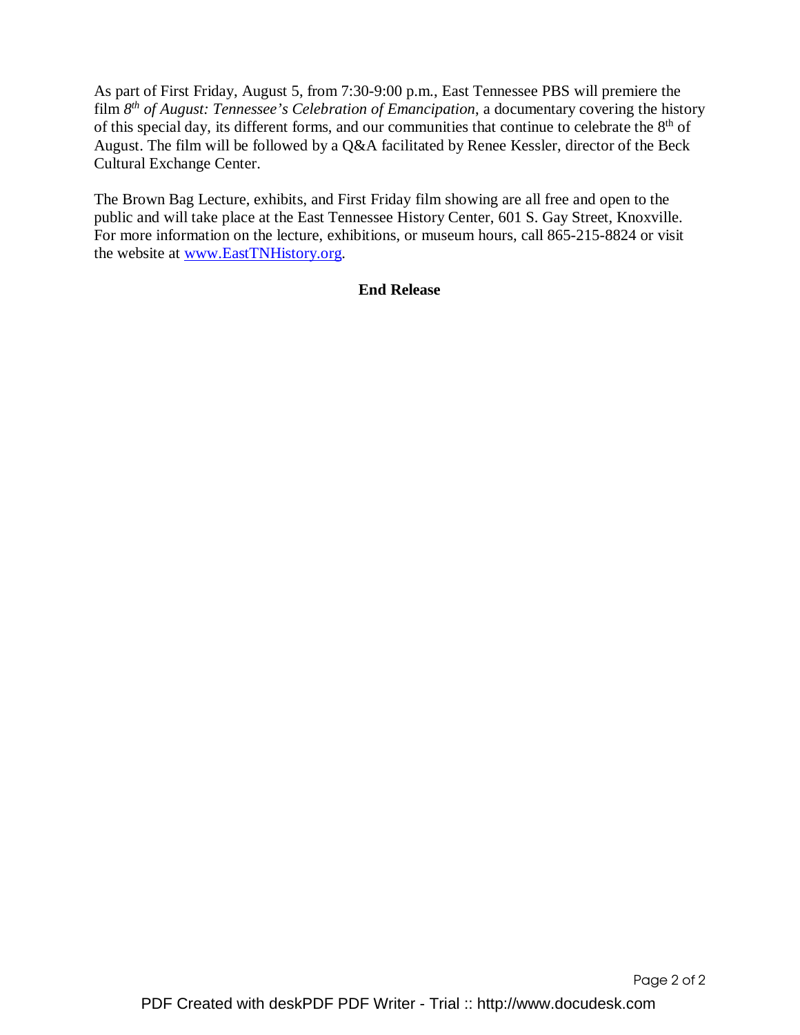As part of First Friday, August 5, from 7:30-9:00 p.m., East Tennessee PBS will premiere the film *8th of August: Tennessee's Celebration of Emancipation*, a documentary covering the history of this special day, its different forms, and our communities that continue to celebrate the 8th of August. The film will be followed by a Q&A facilitated by Renee Kessler, director of the Beck Cultural Exchange Center.

The Brown Bag Lecture, exhibits, and First Friday film showing are all free and open to the public and will take place at the East Tennessee History Center, 601 S. Gay Street, Knoxville. For more information on the lecture, exhibitions, or museum hours, call 865-215-8824 or visit the website at [www.EastTNHistory.org](http://www.EastTNHistory.org).

**End Release**

PDF Created with deskPDF PDF Writer - Trial :: http://www.docudesk.com